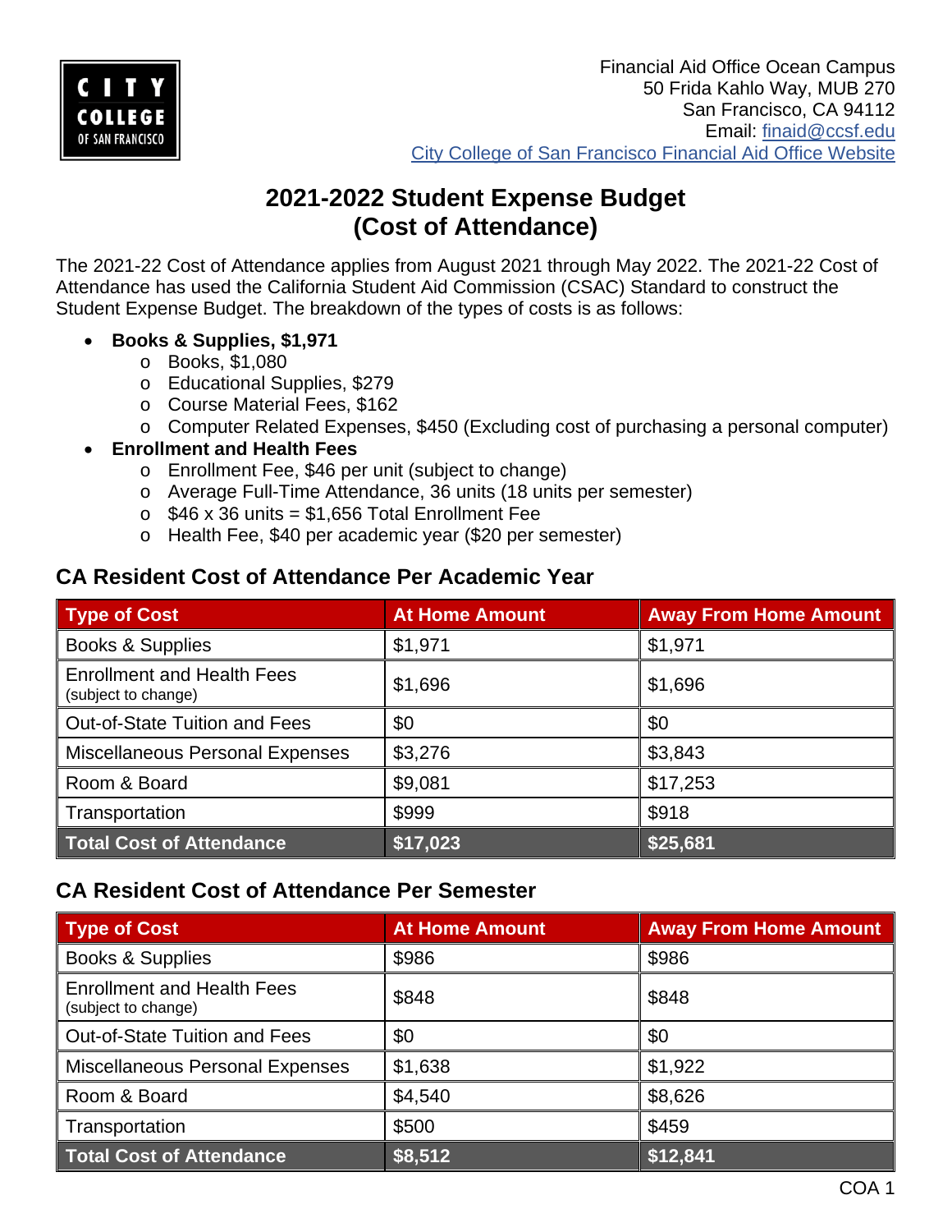CITY COLLEGE OF SAN FRANCISCO

Financial Aid Office Ocean Campus
50 Frida Kahlo Way, MUB 270
San Francisco, CA 94112
Email: finaid@ccsf.edu
City College of San Francisco Financial Aid Office Website

# 2021-2022 Student Expense Budget (Cost of Attendance)

The 2021-22 Cost of Attendance applies from August 2021 through May 2022. The 2021-22 Cost of Attendance has used the California Student Aid Commission (CSAC) Standard to construct the Student Expense Budget. The breakdown of the types of costs is as follows:

- **Books & Supplies, $1,971**
  - Books, $1,080
  - Educational Supplies, $279
  - Course Material Fees, $162
  - Computer Related Expenses, $450 (Excluding cost of purchasing a personal computer)
- **Enrollment and Health Fees**
  - Enrollment Fee, $46 per unit (subject to change)
  - Average Full-Time Attendance, 36 units (18 units per semester)
  - $46 x 36 units = $1,656 Total Enrollment Fee
  - Health Fee, $40 per academic year ($20 per semester)

## CA Resident Cost of Attendance Per Academic Year

| Type of Cost | At Home Amount | Away From Home Amount |
|---|---|---|
| Books & Supplies | $1,971 | $1,971 |
| Enrollment and Health Fees (subject to change) | $1,696 | $1,696 |
| Out-of-State Tuition and Fees | $0 | $0 |
| Miscellaneous Personal Expenses | $3,276 | $3,843 |
| Room & Board | $9,081 | $17,253 |
| Transportation | $999 | $918 |
| **Total Cost of Attendance** | **$17,023** | **$25,681** |

## CA Resident Cost of Attendance Per Semester

| Type of Cost | At Home Amount | Away From Home Amount |
|---|---|---|
| Books & Supplies | $986 | $986 |
| Enrollment and Health Fees (subject to change) | $848 | $848 |
| Out-of-State Tuition and Fees | $0 | $0 |
| Miscellaneous Personal Expenses | $1,638 | $1,922 |
| Room & Board | $4,540 | $8,626 |
| Transportation | $500 | $459 |
| **Total Cost of Attendance** | **$8,512** | **$12,841** |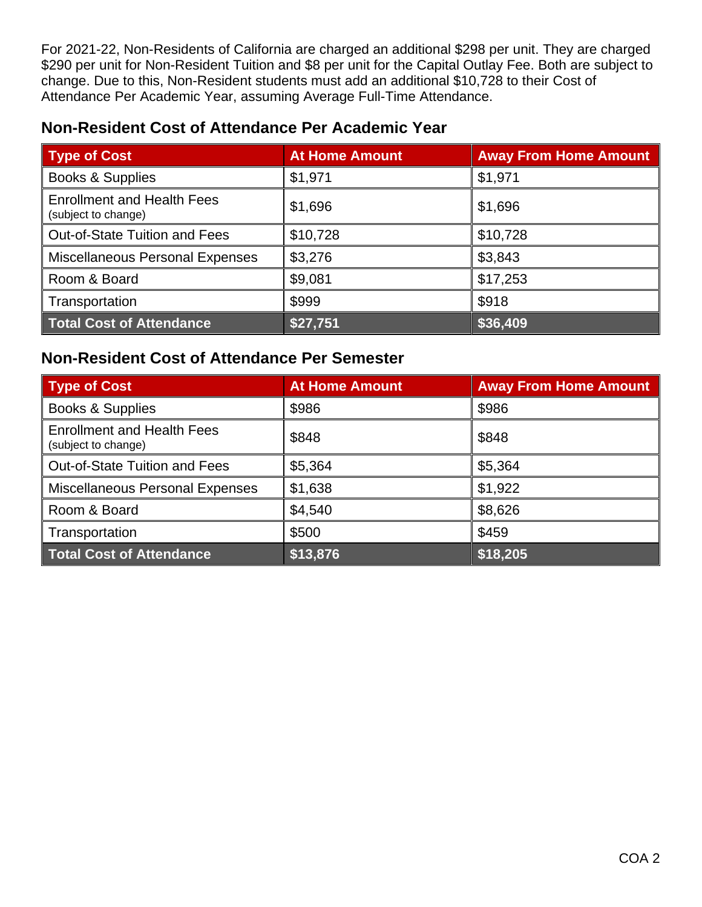For 2021-22, Non-Residents of California are charged an additional $298 per unit. They are charged $290 per unit for Non-Resident Tuition and $8 per unit for the Capital Outlay Fee. Both are subject to change. Due to this, Non-Resident students must add an additional $10,728 to their Cost of Attendance Per Academic Year, assuming Average Full-Time Attendance.

## Non-Resident Cost of Attendance Per Academic Year

| Type of Cost | At Home Amount | Away From Home Amount |
|---|---|---|
| Books & Supplies | $1,971 | $1,971 |
| Enrollment and Health Fees (subject to change) | $1,696 | $1,696 |
| Out-of-State Tuition and Fees | $10,728 | $10,728 |
| Miscellaneous Personal Expenses | $3,276 | $3,843 |
| Room & Board | $9,081 | $17,253 |
| Transportation | $999 | $918 |
| **Total Cost of Attendance** | **$27,751** | **$36,409** |

## Non-Resident Cost of Attendance Per Semester

| Type of Cost | At Home Amount | Away From Home Amount |
|---|---|---|
| Books & Supplies | $986 | $986 |
| Enrollment and Health Fees (subject to change) | $848 | $848 |
| Out-of-State Tuition and Fees | $5,364 | $5,364 |
| Miscellaneous Personal Expenses | $1,638 | $1,922 |
| Room & Board | $4,540 | $8,626 |
| Transportation | $500 | $459 |
| **Total Cost of Attendance** | **$13,876** | **$18,205** |